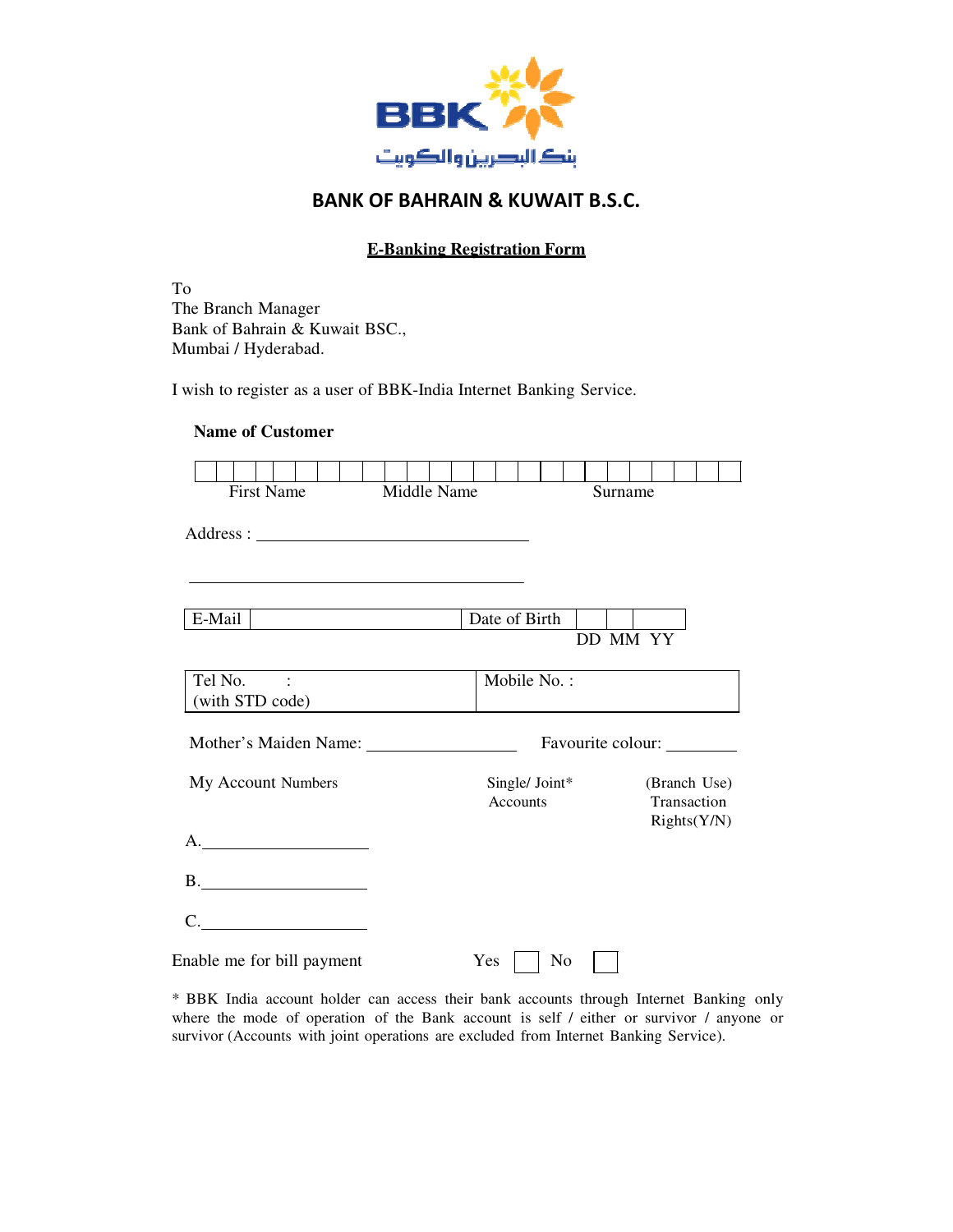BBK

بنك البحرين والكويت

## BANK OF BAHRAIN & KUWAIT B.S.C.

### E-Banking Registration Form

To
The Branch Manager
Bank of Bahrain & Kuwait BSC.,
Mumbai / Hyderabad.

I wish to register as a user of BBK-India Internet Banking Service.

**Name of Customer**

| | | | | | | | | | | | | | | | | | | | | | | | | |
|---|---|---|---|---|---|---|---|---|---|---|---|---|---|---|---|---|---|---|---|---|---|---|---|---|

First Name Middle Name Surname

Address : ______________________________

______________________________________

| E-Mail | | Date of Birth | | | |
|---|---|---|---|---|---|
| | | | DD | MM | YY |

| Tel No. : (with STD code) | Mobile No. : |
|---|---|

Mother's Maiden Name: ________________ Favourite colour: ________

| My Account Numbers | Single/ Joint* Accounts | (Branch Use) Transaction Rights(Y/N) |
|---|---|---|
| A.__________________ | | |
| B.__________________ | | |
| C.__________________ | | |

Enable me for bill payment Yes ☐ No ☐

* BBK India account holder can access their bank accounts through Internet Banking only where the mode of operation of the Bank account is self / either or survivor / anyone or survivor (Accounts with joint operations are excluded from Internet Banking Service).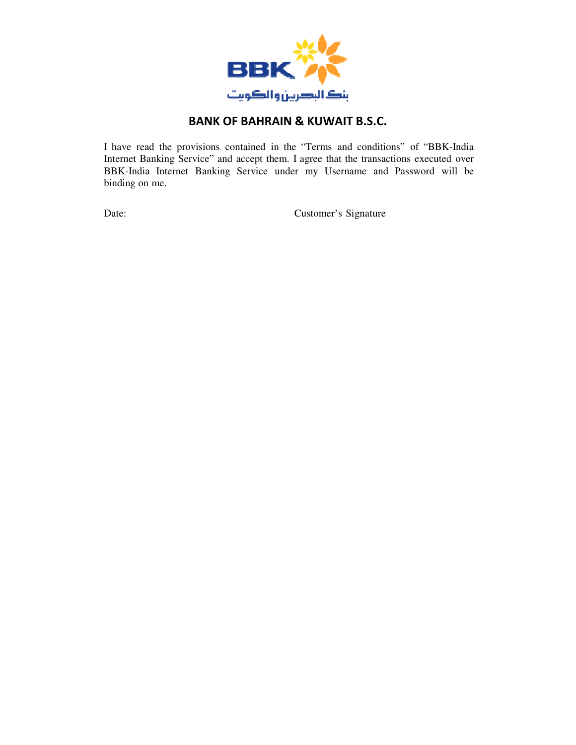# BANK OF BAHRAIN & KUWAIT B.S.C.

I have read the provisions contained in the "Terms and conditions" of "BBK-India Internet Banking Service" and accept them. I agree that the transactions executed over BBK-India Internet Banking Service under my Username and Password will be binding on me.

Date: Customer's Signature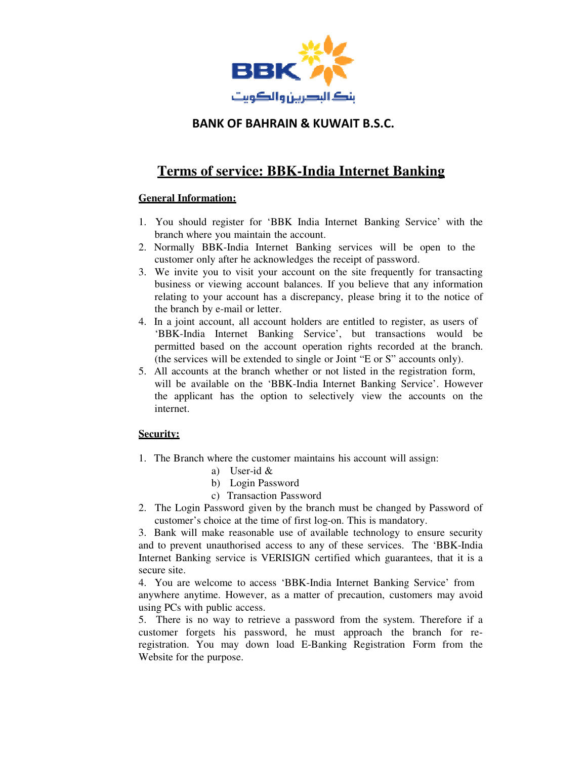بنك البحرين والكويت

**BANK OF BAHRAIN & KUWAIT B.S.C.**

# Terms of service: BBK-India Internet Banking

## General Information:

1. You should register for 'BBK India Internet Banking Service' with the branch where you maintain the account.
2. Normally BBK-India Internet Banking services will be open to the customer only after he acknowledges the receipt of password.
3. We invite you to visit your account on the site frequently for transacting business or viewing account balances. If you believe that any information relating to your account has a discrepancy, please bring it to the notice of the branch by e-mail or letter.
4. In a joint account, all account holders are entitled to register, as users of 'BBK-India Internet Banking Service', but transactions would be permitted based on the account operation rights recorded at the branch. (the services will be extended to single or Joint "E or S" accounts only).
5. All accounts at the branch whether or not listed in the registration form, will be available on the 'BBK-India Internet Banking Service'. However the applicant has the option to selectively view the accounts on the internet.

## Security:

1. The Branch where the customer maintains his account will assign:
   a) User-id &
   b) Login Password
   c) Transaction Password
2. The Login Password given by the branch must be changed by Password of customer's choice at the time of first log-on. This is mandatory.
3. Bank will make reasonable use of available technology to ensure security and to prevent unauthorised access to any of these services. The 'BBK-India Internet Banking service is VERISIGN certified which guarantees, that it is a secure site.
4. You are welcome to access 'BBK-India Internet Banking Service' from anywhere anytime. However, as a matter of precaution, customers may avoid using PCs with public access.
5. There is no way to retrieve a password from the system. Therefore if a customer forgets his password, he must approach the branch for re-registration. You may down load E-Banking Registration Form from the Website for the purpose.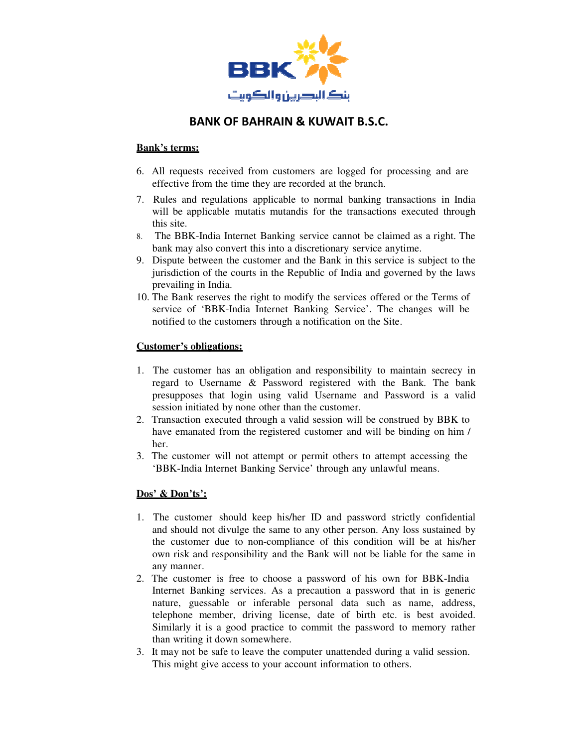# BANK OF BAHRAIN & KUWAIT B.S.C.

**Bank's terms:**

6. All requests received from customers are logged for processing and are effective from the time they are recorded at the branch.
7. Rules and regulations applicable to normal banking transactions in India will be applicable mutatis mutandis for the transactions executed through this site.
8. The BBK-India Internet Banking service cannot be claimed as a right. The bank may also convert this into a discretionary service anytime.
9. Dispute between the customer and the Bank in this service is subject to the jurisdiction of the courts in the Republic of India and governed by the laws prevailing in India.
10. The Bank reserves the right to modify the services offered or the Terms of service of 'BBK-India Internet Banking Service'. The changes will be notified to the customers through a notification on the Site.

**Customer's obligations:**

1. The customer has an obligation and responsibility to maintain secrecy in regard to Username & Password registered with the Bank. The bank presupposes that login using valid Username and Password is a valid session initiated by none other than the customer.
2. Transaction executed through a valid session will be construed by BBK to have emanated from the registered customer and will be binding on him / her.
3. The customer will not attempt or permit others to attempt accessing the 'BBK-India Internet Banking Service' through any unlawful means.

**Dos' & Don'ts':**

1. The customer should keep his/her ID and password strictly confidential and should not divulge the same to any other person. Any loss sustained by the customer due to non-compliance of this condition will be at his/her own risk and responsibility and the Bank will not be liable for the same in any manner.
2. The customer is free to choose a password of his own for BBK-India Internet Banking services. As a precaution a password that in is generic nature, guessable or inferable personal data such as name, address, telephone member, driving license, date of birth etc. is best avoided. Similarly it is a good practice to commit the password to memory rather than writing it down somewhere.
3. It may not be safe to leave the computer unattended during a valid session. This might give access to your account information to others.